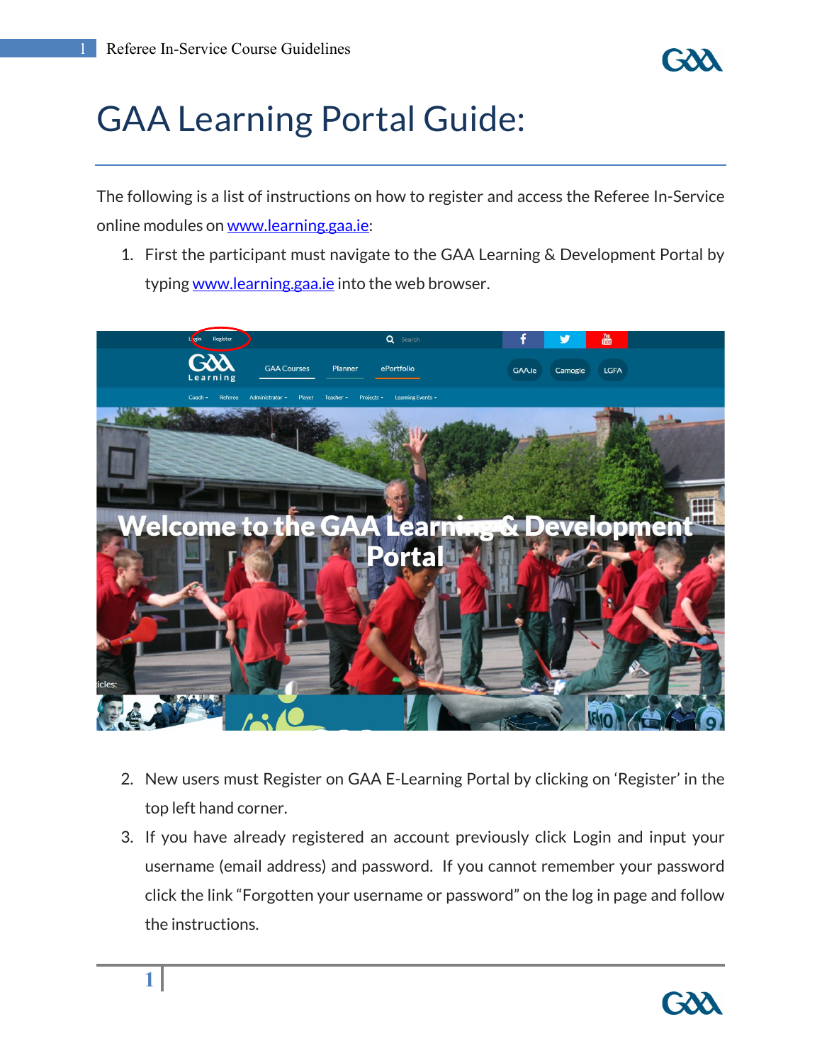# GAA Learning Portal Guide:

The following is a list of instructions on how to register and access the Referee In-Service online modules on [www.learning.gaa.ie](http://www.learning.gaa.ie):

1. First the participant must navigate to the GAA Learning & Development Portal by typing [www.learning.gaa.ie](http://www.learning.gaa.ie) into the web browser.

2. New users must Register on GAA E-Learning Portal by clicking on 'Register' in the top left hand corner.
3. If you have already registered an account previously click Login and input your username (email address) and password. If you cannot remember your password click the link "Forgotten your username or password" on the log in page and follow the instructions.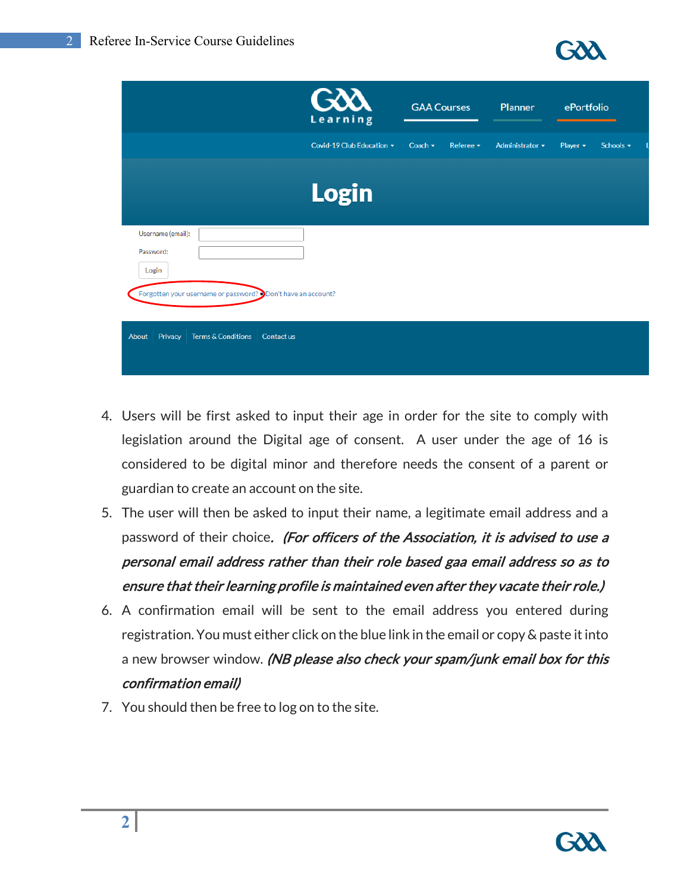4. Users will be first asked to input their age in order for the site to comply with legislation around the Digital age of consent. A user under the age of 16 is considered to be digital minor and therefore needs the consent of a parent or guardian to create an account on the site.
5. The user will then be asked to input their name, a legitimate email address and a password of their choice. ***(For officers of the Association, it is advised to use a personal email address rather than their role based gaa email address so as to ensure that their learning profile is maintained even after they vacate their role.)***
6. A confirmation email will be sent to the email address you entered during registration. You must either click on the blue link in the email or copy & paste it into a new browser window. ***(NB please also check your spam/junk email box for this confirmation email)***
7. You should then be free to log on to the site.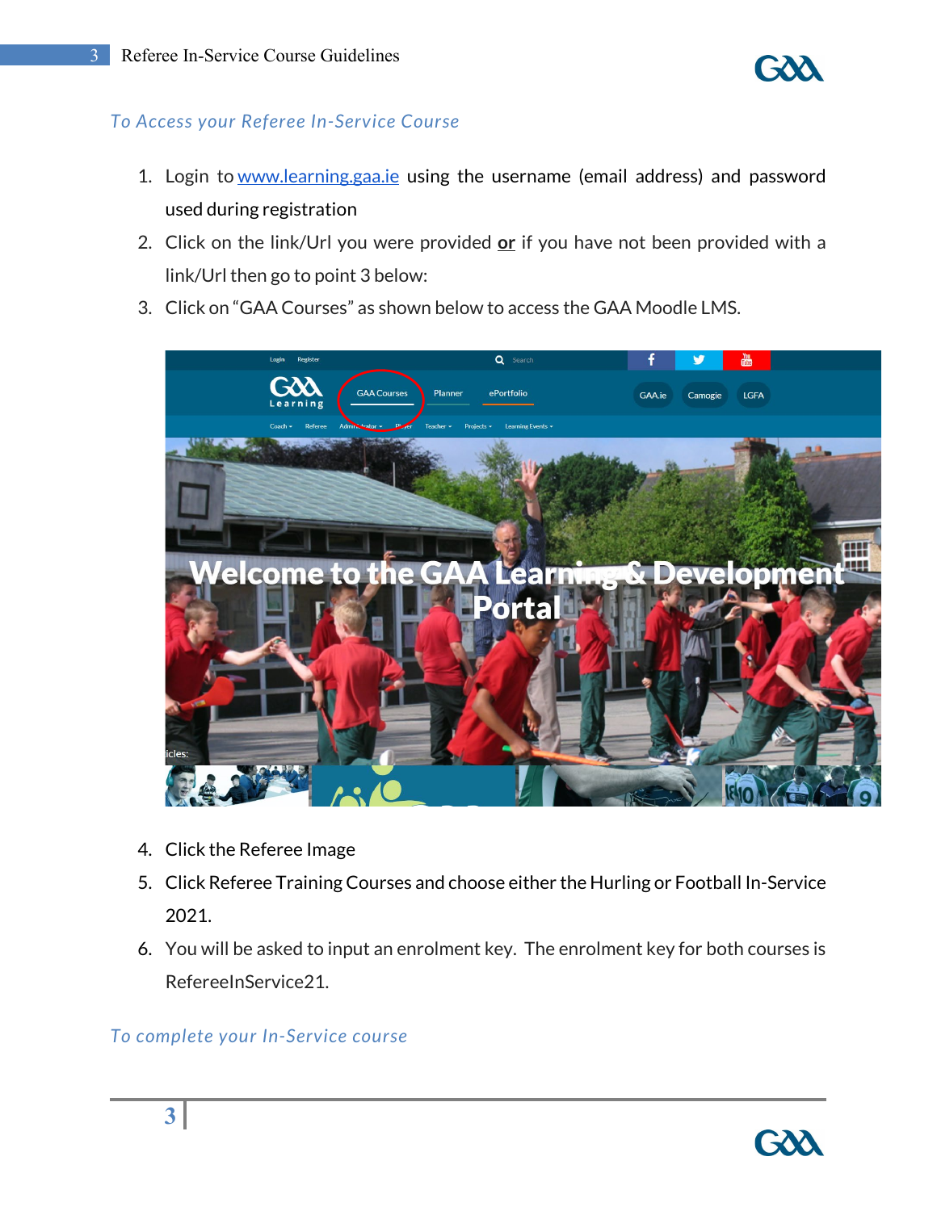## To Access your Referee In-Service Course

1. Login to [www.learning.gaa.ie](http://www.learning.gaa.ie) using the username (email address) and password used during registration
2. Click on the link/Url you were provided **or** if you have not been provided with a link/Url then go to point 3 below:
3. Click on "GAA Courses" as shown below to access the GAA Moodle LMS.
4. Click the Referee Image
5. Click Referee Training Courses and choose either the Hurling or Football In-Service 2021.
6. You will be asked to input an enrolment key. The enrolment key for both courses is RefereeInService21.

## To complete your In-Service course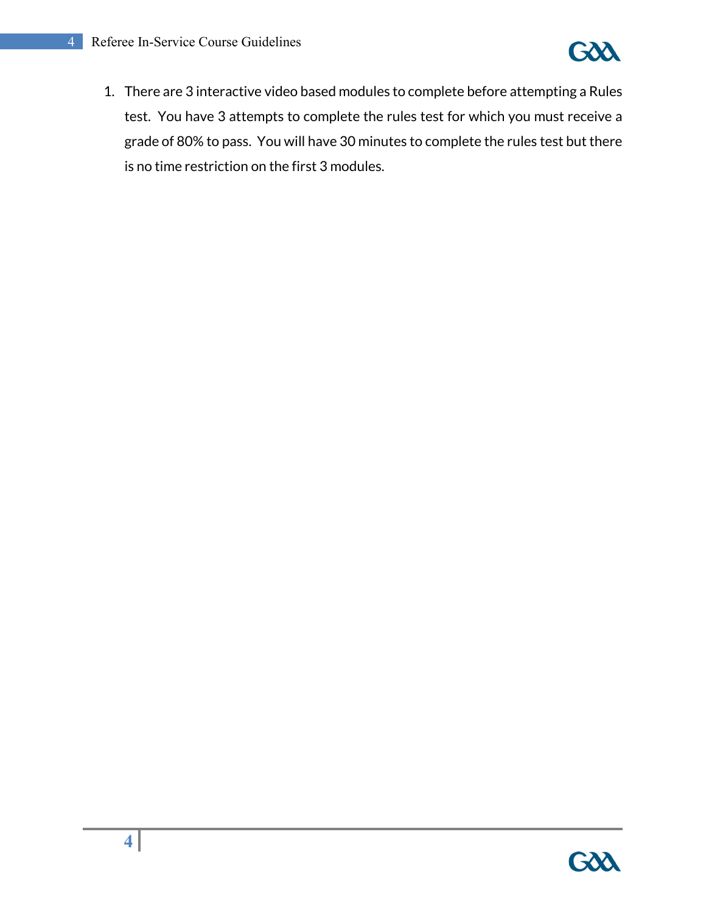1. There are 3 interactive video based modules to complete before attempting a Rules test. You have 3 attempts to complete the rules test for which you must receive a grade of 80% to pass. You will have 30 minutes to complete the rules test but there is no time restriction on the first 3 modules.